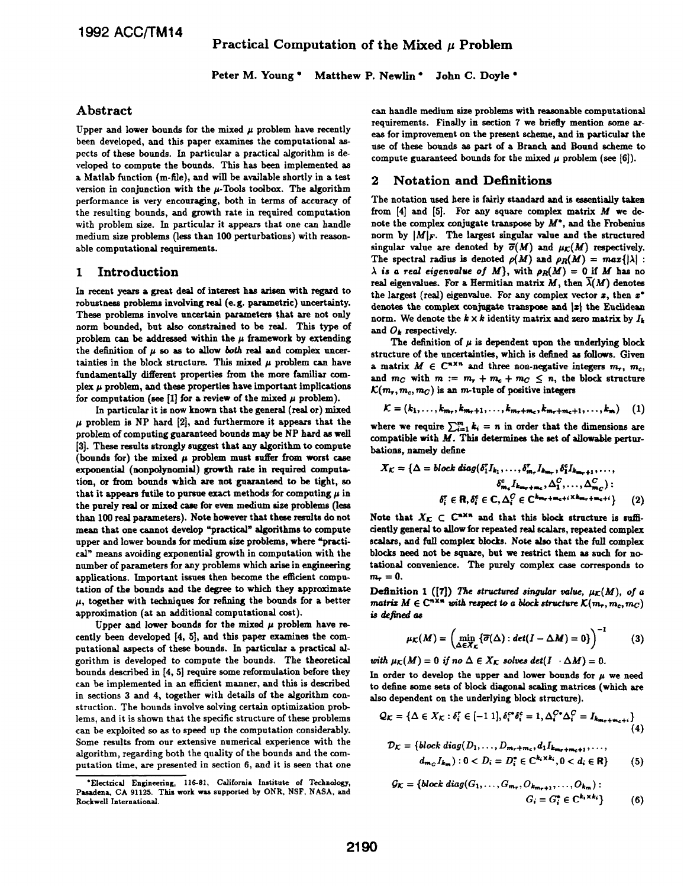# Practical Computation of the Mixed $\mu$ Problem

Peter M. Young * Matthew P. Newlin * John C. Doyle *

## Abstract

Upper and lower bounds for the mixed $\mu$ problem have recently been developed, and this paper examines the computational aspects of these bounds. In particular a practical algorithm is developed to compute the bounds. This has been implemented as a Matlab function (m-file), and will be available shortly in a test version in conjunction with the $\mu$-Tools toolbox. The algorithm performance is very encouraging, both in terms of accuracy of the resulting bounds, and growth rate in required computation with problem size. In particular it appears that one can handle medium size problems (less than 100 perturbations) with reasonable computational requirements.

## 1 Introduction

In recent years a great deal of interest has arisen with regard to robustness problems involving real (e. g. parametric) uncertainty. These problems involve uncertain parameters that are not only norm bounded, but also constrained to be real. This type of problem can be addressed within the $\mu$ framework by extending the definition of $\mu$ so as to allow *both* real and complex uncertainties in the block structure. This mixed $\mu$ problem can have fundamentally different properties from the more familiar complex $\mu$ problem, and these properties have important implications for computation (see [1] for a review of the mixed $\mu$ problem).

In particular it is now known that the general (real or) mixed $\mu$ problem is NP hard [2], and furthermore it appears that the problem of computing guaranteed bounds may be NP hard as well [3]. These results strongly suggest that any algorithm to compute (bounds for) the mixed $\mu$ problem must suffer from worst case exponential (nonpolynomial) growth rate in required computation, or from bounds which are not guaranteed to be tight, so that it appears futile to pursue exact methods for computing $\mu$ in the purely real or mixed case for even medium size problems (less than 100 real parameters). Note however that these results do not mean that one cannot develop "practical" algorithms to compute upper and lower bounds for medium size problems, where "practical" means avoiding exponential growth in computation with the number of parameters for any problems which arise in engineering applications. Important issues then become the efficient computation of the bounds and the degree to which they approximate $\mu$, together with techniques for refining the bounds for a better approximation (at an additional computational cost).

Upper and lower bounds for the mixed $\mu$ problem have recently been developed [4, 5], and this paper examines the computational aspects of these bounds. In particular a practical algorithm is developed to compute the bounds. The theoretical bounds described in [4, 5] require some reformulation before they can be implemented in an efficient manner, and this is described in sections 3 and 4, together with details of the algorithm construction. The bounds involve solving certain optimization problems, and it is shown that the specific structure of these problems can be exploited so as to speed up the computation considerably. Some results from our extensive numerical experience with the algorithm, regarding both the quality of the bounds and the computation time, are presented in section 6, and it is seen that one can handle medium size problems with reasonable computational requirements. Finally in section 7 we briefly mention some areas for improvement on the present scheme, and in particular the use of these bounds as part of a Branch and Bound scheme to compute guaranteed bounds for the mixed $\mu$ problem (see [6]).

*Electrical Engineering, 116-81, California Institute of Technology, Pasadena, CA 91125. This work was supported by ONR, NSF, NASA, and Rockwell International.

## 2 Notation and Definitions

The notation used here is fairly standard and is essentially taken from [4] and [5]. For any square complex matrix $M$ we denote the complex conjugate transpose by $M^*$, and the Frobenius norm by $|M|_F$. The largest singular value and the structured singular value are denoted by $\overline{\sigma}(M)$ and $\mu_{\mathcal{K}}(M)$ respectively. The spectral radius is denoted $\rho(M)$ and $\rho_R(M) = max\{|\lambda| : \lambda \text{ is a real eigenvalue of } M\}$, with $\rho_R(M) = 0$ if $M$ has no real eigenvalues. For a Hermitian matrix $M$, then $\overline{\lambda}(M)$ denotes the largest (real) eigenvalue. For any complex vector $x$, then $x^*$ denotes the complex conjugate transpose and $|x|$ the Euclidean norm. We denote the $k \times k$ identity matrix and zero matrix by $I_k$ and $O_k$ respectively.

The definition of $\mu$ is dependent upon the underlying block structure of the uncertainties, which is defined as follows. Given a matrix $M \in \mathbf{C}^{n \times n}$ and three non-negative integers $m_r$, $m_c$, and $m_C$ with $m := m_r + m_c + m_C \leq n$, the block structure $\mathcal{K}(m_r, m_c, m_C)$ is an $m$-tuple of positive integers

$$\mathcal{K} = (k_1, \ldots, k_{m_r}, k_{m_r+1}, \ldots, k_{m_r+m_c}, k_{m_r+m_c+1}, \ldots, k_m) \quad (1)$$

where we require $\sum_{i=1}^{m} k_i = n$ in order that the dimensions are compatible with $M$. This determines the set of allowable perturbations, namely define

$$X_{\mathcal{K}} = \{\Delta = block\ diag(\delta_1^r I_{k_1}, \ldots, \delta_{m_r}^r I_{k_{m_r}}, \delta_1^c I_{k_{m_r+1}}, \ldots, \delta_{m_c}^c I_{k_{m_r+m_c}}, \Delta_1^C, \ldots, \Delta_{m_C}^C) : \delta_i^r \in \mathbf{R}, \delta_i^c \in \mathbf{C}, \Delta_i^C \in \mathbf{C}^{k_{m_r+m_c+i} \times k_{m_r+m_c+i}}\} \quad (2)$$

Note that $X_{\mathcal{K}} \subset \mathbf{C}^{n \times n}$ and that this block structure is sufficiently general to allow for repeated real scalars, repeated complex scalars, and full complex blocks. Note also that the full complex blocks need not be square, but we restrict them as such for notational convenience. The purely complex case corresponds to $m_r = 0$.

**Definition 1** ([7]) *The structured singular value, $\mu_{\mathcal{K}}(M)$, of a matrix $M \in \mathbf{C}^{n \times n}$ with respect to a block structure $\mathcal{K}(m_r, m_c, m_C)$ is defined as*

$$\mu_{\mathcal{K}}(M) = \left( \min_{\Delta \in X_{\mathcal{K}}} \{\overline{\sigma}(\Delta) : det(I - \Delta M) = 0\} \right)^{-1} \quad (3)$$

*with $\mu_{\mathcal{K}}(M) = 0$ if no $\Delta \in X_{\mathcal{K}}$ solves $det(I - \Delta M) = 0$.*

In order to develop the upper and lower bounds for $\mu$ we need to define some sets of block diagonal scaling matrices (which are also dependent on the underlying block structure).

$$\mathcal{Q}_{\mathcal{K}} = \{\Delta \in X_{\mathcal{K}} : \delta_i^r \in [-1\ 1], \delta_i^{c*}\delta_i^c = 1, \Delta_i^{C*}\Delta_i^C = I_{k_{m_r+m_c+i}}\} \quad (4)$$

$$\mathcal{D}_{\mathcal{K}} = \{block\ diag(D_1, \ldots, D_{m_r+m_c}, d_1 I_{k_{m_r+m_c+1}}, \ldots, d_{m_C} I_{k_m}) : 0 < D_i = D_i^* \in \mathbf{C}^{k_i \times k_i}, 0 < d_i \in \mathbf{R}\} \quad (5)$$

$$\mathcal{G}_{\mathcal{K}} = \{block\ diag(G_1, \ldots, G_{m_r}, O_{k_{m_r+1}}, \ldots, O_{k_m}) : G_i = G_i^* \in \mathbf{C}^{k_i \times k_i}\} \quad (6)$$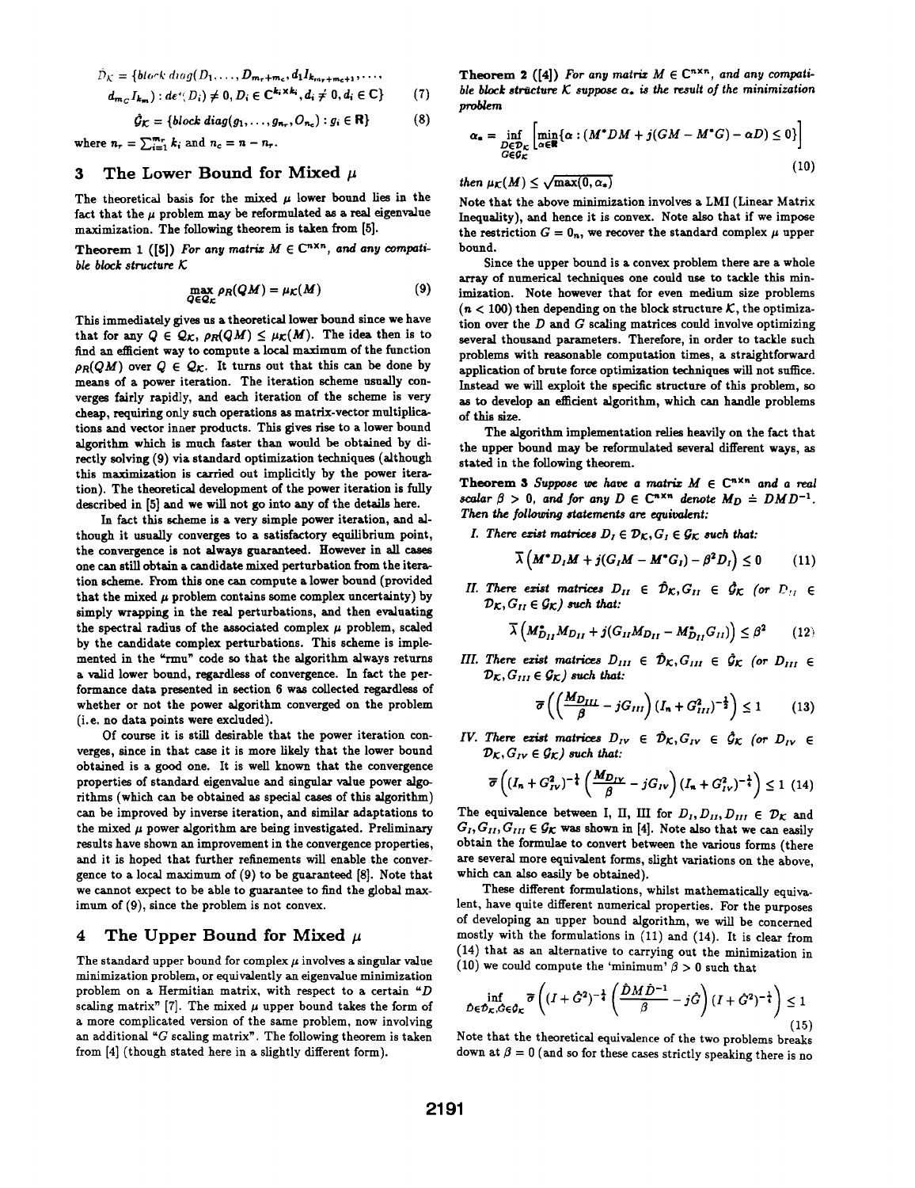$$\hat{\mathcal{D}}_{\mathcal{K}} = \{block\ diag(D_1, \ldots, D_{m_r+m_c}, d_1 I_{k_{m_r+m_c+1}}, \ldots, d_{m_C} I_{k_m}) : det(D_i) \neq 0, D_i \in \mathbf{C}^{k_i \times k_i}, d_i \neq 0, d_i \in \mathbf{C}\} \tag{7}$$

$$\hat{\mathcal{G}}_{\mathcal{K}} = \{block\ diag(g_1, \ldots, g_{n_r}, O_{n_c}) : g_i \in \mathbf{R}\} \tag{8}$$

where $n_r = \sum_{i=1}^{m_r} k_i$ and $n_c = n - n_r$.

## 3 The Lower Bound for Mixed $\mu$

The theoretical basis for the mixed $\mu$ lower bound lies in the fact that the $\mu$ problem may be reformulated as a real eigenvalue maximization. The following theorem is taken from [5].

**Theorem 1 ([5])** *For any matrix $M \in \mathbf{C}^{n \times n}$, and any compatible block structure $\mathcal{K}$*

$$\max_{Q \in \mathcal{Q}_{\mathcal{K}}} \rho_R(QM) = \mu_{\mathcal{K}}(M) \tag{9}$$

This immediately gives us a theoretical lower bound since we have that for any $Q \in \mathcal{Q}_{\mathcal{K}}$, $\rho_R(QM) \leq \mu_{\mathcal{K}}(M)$. The idea then is to find an efficient way to compute a local maximum of the function $\rho_R(QM)$ over $Q \in \mathcal{Q}_{\mathcal{K}}$. It turns out that this can be done by means of a power iteration. The iteration scheme usually converges fairly rapidly, and each iteration of the scheme is very cheap, requiring only such operations as matrix-vector multiplications and vector inner products. This gives rise to a lower bound algorithm which is much faster than would be obtained by directly solving (9) via standard optimization techniques (although this maximization is carried out implicitly by the power iteration). The theoretical development of the power iteration is fully described in [5] and we will not go into any of the details here.

In fact this scheme is a very simple power iteration, and although it usually converges to a satisfactory equilibrium point, the convergence is not always guaranteed. However in all cases one can still obtain a candidate mixed perturbation from the iteration scheme. From this one can compute a lower bound (provided that the mixed $\mu$ problem contains some complex uncertainty) by simply wrapping in the real perturbations, and then evaluating the spectral radius of the associated complex $\mu$ problem, scaled by the candidate complex perturbations. This scheme is implemented in the "rmu" code so that the algorithm always returns a valid lower bound, regardless of convergence. In fact the performance data presented in section 6 was collected regardless of whether or not the power algorithm converged on the problem (i.e. no data points were excluded).

Of course it is still desirable that the power iteration converges, since in that case it is more likely that the lower bound obtained is a good one. It is well known that the convergence properties of standard eigenvalue and singular value power algorithms (which can be obtained as special cases of this algorithm) can be improved by inverse iteration, and similar adaptations to the mixed $\mu$ power algorithm are being investigated. Preliminary results have shown an improvement in the convergence properties, and it is hoped that further refinements will enable the convergence to a local maximum of (9) to be guaranteed [8]. Note that we cannot expect to be able to guarantee to find the global maximum of (9), since the problem is not convex.

## 4 The Upper Bound for Mixed $\mu$

The standard upper bound for complex $\mu$ involves a singular value minimization problem, or equivalently an eigenvalue minimization problem on a Hermitian matrix, with respect to a certain "$D$ scaling matrix" [7]. The mixed $\mu$ upper bound takes the form of a more complicated version of the same problem, now involving an additional "$G$ scaling matrix". The following theorem is taken from [4] (though stated here in a slightly different form).

**Theorem 2 ([4])** *For any matrix $M \in \mathbf{C}^{n \times n}$, and any compatible block structure $\mathcal{K}$ suppose $\alpha_*$ is the result of the minimization problem*

$$\alpha_* = \inf_{\substack{D \in \mathcal{D}_{\mathcal{K}} \\ G \in \mathcal{G}_{\mathcal{K}}}} \left[ \min_{\alpha \in \mathbf{R}} \{\alpha : (M^*DM + j(GM - M^*G) - \alpha D) \leq 0\} \right] \tag{10}$$

*then $\mu_{\mathcal{K}}(M) \leq \sqrt{\max(0, \alpha_*)}$*

Note that the above minimization involves a LMI (Linear Matrix Inequality), and hence it is convex. Note also that if we impose the restriction $G = 0_n$, we recover the standard complex $\mu$ upper bound.

Since the upper bound is a convex problem there are a whole array of numerical techniques one could use to tackle this minimization. Note however that for even medium size problems ($n < 100$) then depending on the block structure $\mathcal{K}$, the optimization over the $D$ and $G$ scaling matrices could involve optimizing several thousand parameters. Therefore, in order to tackle such problems with reasonable computation times, a straightforward application of brute force optimization techniques will not suffice. Instead we will exploit the specific structure of this problem, so as to develop an efficient algorithm, which can handle problems of this size.

The algorithm implementation relies heavily on the fact that the upper bound may be reformulated several different ways, as stated in the following theorem.

**Theorem 3** *Suppose we have a matrix $M \in \mathbf{C}^{n \times n}$ and a real scalar $\beta > 0$, and for any $D \in \mathbf{C}^{n \times n}$ denote $M_D \doteq DMD^{-1}$. Then the following statements are equivalent:*

*I. There exist matrices $D_I \in \mathcal{D}_{\mathcal{K}}, G_I \in \mathcal{G}_{\mathcal{K}}$ such that:*

$$\overline{\lambda}\left(M^*D_IM + j(G_IM - M^*G_I) - \beta^2 D_I\right) \leq 0 \tag{11}$$

*II. There exist matrices $D_{II} \in \hat{\mathcal{D}}_{\mathcal{K}}, G_{II} \in \hat{\mathcal{G}}_{\mathcal{K}}$ (or $D_{II} \in \mathcal{D}_{\mathcal{K}}, G_{II} \in \mathcal{G}_{\mathcal{K}}$) such that:*

$$\overline{\lambda}\left(M_{D_{II}}^* M_{D_{II}} + j(G_{II}M_{D_{II}} - M_{D_{II}}^* G_{II})\right) \leq \beta^2 \tag{12}$$

*III. There exist matrices $D_{III} \in \hat{\mathcal{D}}_{\mathcal{K}}, G_{III} \in \hat{\mathcal{G}}_{\mathcal{K}}$ (or $D_{III} \in \mathcal{D}_{\mathcal{K}}, G_{III} \in \mathcal{G}_{\mathcal{K}}$) such that:*

$$\overline{\sigma}\left(\left(\frac{M_{D_{III}}}{\beta} - jG_{III}\right)(I_n + G_{III}^2)^{-\frac{1}{2}}\right) \leq 1 \tag{13}$$

*IV. There exist matrices $D_{IV} \in \hat{\mathcal{D}}_{\mathcal{K}}, G_{IV} \in \hat{\mathcal{G}}_{\mathcal{K}}$ (or $D_{IV} \in \mathcal{D}_{\mathcal{K}}, G_{IV} \in \mathcal{G}_{\mathcal{K}}$) such that:*

$$\overline{\sigma}\left((I_n + G_{IV}^2)^{-\frac{1}{4}}\left(\frac{M_{D_{IV}}}{\beta} - jG_{IV}\right)(I_n + G_{IV}^2)^{-\frac{1}{4}}\right) \leq 1 \tag{14}$$

The equivalence between I, II, III for $D_I, D_{II}, D_{III} \in \mathcal{D}_{\mathcal{K}}$ and $G_I, G_{II}, G_{III} \in \mathcal{G}_{\mathcal{K}}$ was shown in [4]. Note also that we can easily obtain the formulae to convert between the various forms (there are several more equivalent forms, slight variations on the above, which can also easily be obtained).

These different formulations, whilst mathematically equivalent, have quite different numerical properties. For the purposes of developing an upper bound algorithm, we will be concerned mostly with the formulations in (11) and (14). It is clear from (14) that as an alternative to carrying out the minimization in (10) we could compute the 'minimum' $\beta > 0$ such that

$$\inf_{\hat{D} \in \hat{\mathcal{D}}_{\mathcal{K}}, \hat{G} \in \hat{\mathcal{G}}_{\mathcal{K}}} \overline{\sigma}\left((I + \hat{G}^2)^{-\frac{1}{4}}\left(\frac{\hat{D}M\hat{D}^{-1}}{\beta} - j\hat{G}\right)(I + \hat{G}^2)^{-\frac{1}{4}}\right) \leq 1 \tag{15}$$

Note that the theoretical equivalence of the two problems breaks down at $\beta = 0$ (and so for these cases strictly speaking there is no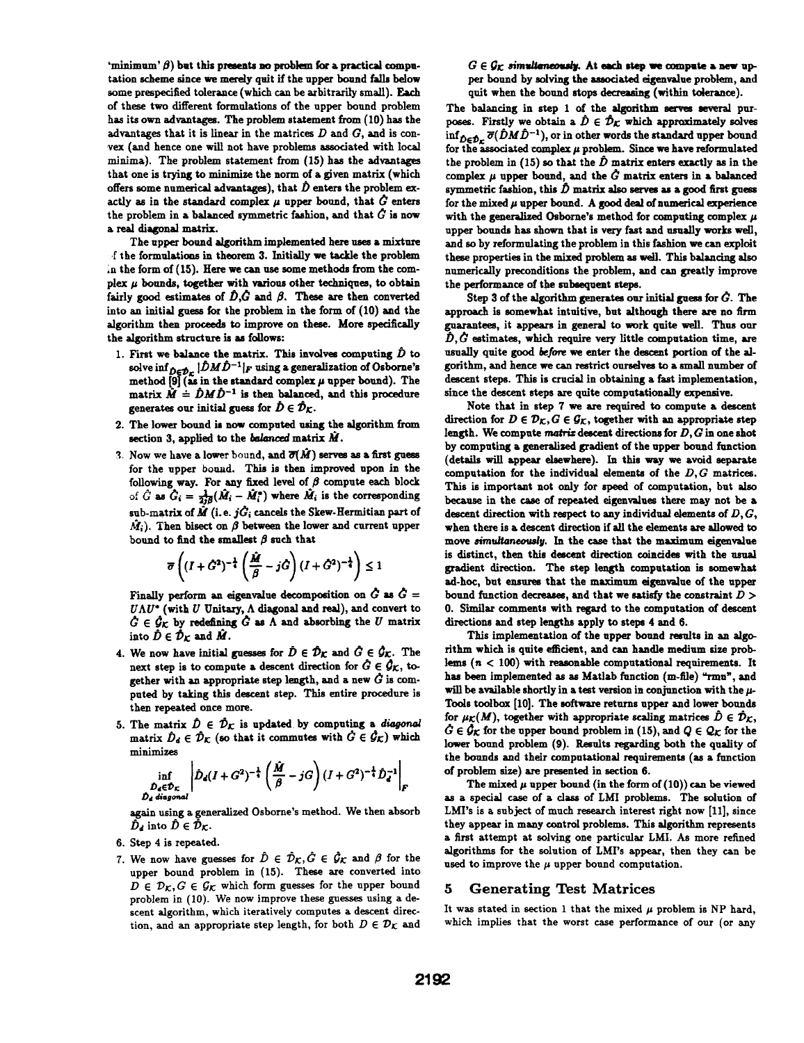'minimum' $\beta$) but this presents no problem for a practical computation scheme since we merely quit if the upper bound falls below some prespecified tolerance (which can be arbitrarily small). Each of these two different formulations of the upper bound problem has its own advantages. The problem statement from (10) has the advantages that it is linear in the matrices $D$ and $G$, and is convex (and hence one will not have problems associated with local minima). The problem statement from (15) has the advantages that one is trying to minimize the norm of a given matrix (which offers some numerical advantages), that $\hat{D}$ enters the problem exactly as in the standard complex $\mu$ upper bound, that $\hat{G}$ enters the problem in a balanced symmetric fashion, and that $\hat{G}$ is now a real diagonal matrix.

The upper bound algorithm implemented here uses a mixture of the formulations in theorem 3. Initially we tackle the problem in the form of (15). Here we can use some methods from the complex $\mu$ bounds, together with various other techniques, to obtain fairly good estimates of $\hat{D}$,$\hat{G}$ and $\beta$. These are then converted into an initial guess for the problem in the form of (10) and the algorithm then proceeds to improve on these. More specifically the algorithm structure is as follows:

1. First we balance the matrix. This involves computing $\hat{D}$ to solve $\inf_{\hat{D}\in\hat{\mathcal{D}}_K} |\hat{D}M\hat{D}^{-1}|_F$ using a generalization of Osborne's method [9] (as in the standard complex $\mu$ upper bound). The matrix $\hat{M} \doteq \hat{D}M\hat{D}^{-1}$ is then balanced, and this procedure generates our initial guess for $\hat{D} \in \hat{\mathcal{D}}_K$.
2. The lower bound is now computed using the algorithm from section 3, applied to the *balanced* matrix $\hat{M}$.
3. Now we have a lower bound, and $\overline{\sigma}(\hat{M})$ serves as a first guess for the upper bound. This is then improved upon in the following way. For any fixed level of $\beta$ compute each block of $\hat{G}$ as $\hat{G}_i = \frac{1}{2j\beta}(\hat{M}_i - \hat{M}_i^*)$ where $\hat{M}_i$ is the corresponding sub-matrix of $\hat{M}$ (i.e. $j\hat{G}_i$ cancels the Skew-Hermitian part of $\hat{M}_i$). Then bisect on $\beta$ between the lower and current upper bound to find the smallest $\beta$ such that
$$\overline{\sigma}\left((I+\hat{G}^2)^{-\frac{1}{4}}\left(\frac{\hat{M}}{\beta} - j\hat{G}\right)(I+\hat{G}^2)^{-\frac{1}{4}}\right) \leq 1$$
Finally perform an eigenvalue decomposition on $\hat{G}$ as $\hat{G} = U\Lambda U^*$ (with $U$ Unitary, $\Lambda$ diagonal and real), and convert to $\hat{G} \in \hat{\mathcal{G}}_K$ by redefining $\hat{G}$ as $\Lambda$ and absorbing the $U$ matrix into $\hat{D} \in \hat{\mathcal{D}}_K$ and $\hat{M}$.
4. We now have initial guesses for $\hat{D} \in \hat{\mathcal{D}}_K$ and $\hat{G} \in \hat{\mathcal{G}}_K$. The next step is to compute a descent direction for $\hat{G} \in \hat{\mathcal{G}}_K$, together with an appropriate step length, and a new $\hat{G}$ is computed by taking this descent step. This entire procedure is then repeated once more.
5. The matrix $\hat{D} \in \hat{\mathcal{D}}_K$ is updated by computing a *diagonal* matrix $\hat{D}_d \in \hat{\mathcal{D}}_K$ (so that it commutes with $\hat{G} \in \hat{\mathcal{G}}_K$) which minimizes
$$\inf_{\substack{\hat{D}_d\in\hat{\mathcal{D}}_K \\ \hat{D}_d \text{ diagonal}}} \left|\hat{D}_d(I+G^2)^{-\frac{1}{4}}\left(\frac{\hat{M}}{\beta} - jG\right)(I+G^2)^{-\frac{1}{4}}\hat{D}_d^{-1}\right|_F$$
again using a generalized Osborne's method. We then absorb $\hat{D}_d$ into $\hat{D} \in \hat{\mathcal{D}}_K$.
6. Step 4 is repeated.
7. We now have guesses for $\hat{D} \in \hat{\mathcal{D}}_K, \hat{G} \in \hat{\mathcal{G}}_K$ and $\beta$ for the upper bound problem in (15). These are converted into $D \in \mathcal{D}_K, G \in \mathcal{G}_K$ which form guesses for the upper bound problem in (10). We now improve these guesses using a descent algorithm, which iteratively computes a descent direction, and an appropriate step length, for both $D \in \mathcal{D}_K$ and $G \in \mathcal{G}_K$ *simultaneously*. At each step we compute a new upper bound by solving the associated eigenvalue problem, and quit when the bound stops decreasing (within tolerance).

The balancing in step 1 of the algorithm serves several purposes. Firstly we obtain a $\hat{D} \in \hat{\mathcal{D}}_K$ which approximately solves $\inf_{\hat{D}\in\hat{\mathcal{D}}_K} \overline{\sigma}(\hat{D}M\hat{D}^{-1})$, or in other words the standard upper bound for the associated complex $\mu$ problem. Since we have reformulated the problem in (15) so that the $\hat{D}$ matrix enters exactly as in the complex $\mu$ upper bound, and the $\hat{G}$ matrix enters in a balanced symmetric fashion, this $\hat{D}$ matrix also serves as a good first guess for the mixed $\mu$ upper bound. A good deal of numerical experience with the generalized Osborne's method for computing complex $\mu$ upper bounds has shown that is very fast and usually works well, and so by reformulating the problem in this fashion we can exploit these properties in the mixed problem as well. This balancing also numerically preconditions the problem, and can greatly improve the performance of the subsequent steps.

Step 3 of the algorithm generates our initial guess for $\hat{G}$. The approach is somewhat intuitive, but although there are no firm guarantees, it appears in general to work quite well. Thus our $\hat{D},\hat{G}$ estimates, which require very little computation time, are usually quite good *before* we enter the descent portion of the algorithm, and hence we can restrict ourselves to a small number of descent steps. This is crucial in obtaining a fast implementation, since the descent steps are quite computationally expensive.

Note that in step 7 we are required to compute a descent direction for $D \in \mathcal{D}_K, G \in \mathcal{G}_K$, together with an appropriate step length. We compute *matrix* descent directions for $D, G$ in one shot by computing a generalized gradient of the upper bound function (details will appear elsewhere). In this way we avoid separate computation for the individual elements of the $D, G$ matrices. This is important not only for speed of computation, but also because in the case of repeated eigenvalues there may not be a descent direction with respect to any individual elements of $D, G$, when there is a descent direction if all the elements are allowed to move *simultaneously*. In the case that the maximum eigenvalue is distinct, then this descent direction coincides with the usual gradient direction. The step length computation is somewhat ad-hoc, but ensures that the maximum eigenvalue of the upper bound function decreases, and that we satisfy the constraint $D > 0$. Similar comments with regard to the computation of descent directions and step lengths apply to steps 4 and 6.

This implementation of the upper bound results in an algorithm which is quite efficient, and can handle medium size problems ($n < 100$) with reasonable computational requirements. It has been implemented as as Matlab function (m-file) "rmu", and will be available shortly in a test version in conjunction with the $\mu$-Tools toolbox [10]. The software returns upper and lower bounds for $\mu_K(M)$, together with appropriate scaling matrices $\hat{D} \in \hat{\mathcal{D}}_K$, $\hat{G} \in \hat{\mathcal{G}}_K$ for the upper bound problem in (15), and $Q \in \mathcal{Q}_K$ for the lower bound problem (9). Results regarding both the quality of the bounds and their computational requirements (as a function of problem size) are presented in section 6.

The mixed $\mu$ upper bound (in the form of (10)) can be viewed as a special case of a class of LMI problems. The solution of LMI's is a subject of much research interest right now [11], since they appear in many control problems. This algorithm represents a first attempt at solving one particular LMI. As more refined algorithms for the solution of LMI's appear, then they can be used to improve the $\mu$ upper bound computation.

## 5 Generating Test Matrices

It was stated in section 1 that the mixed $\mu$ problem is NP hard, which implies that the worst case performance of our (or any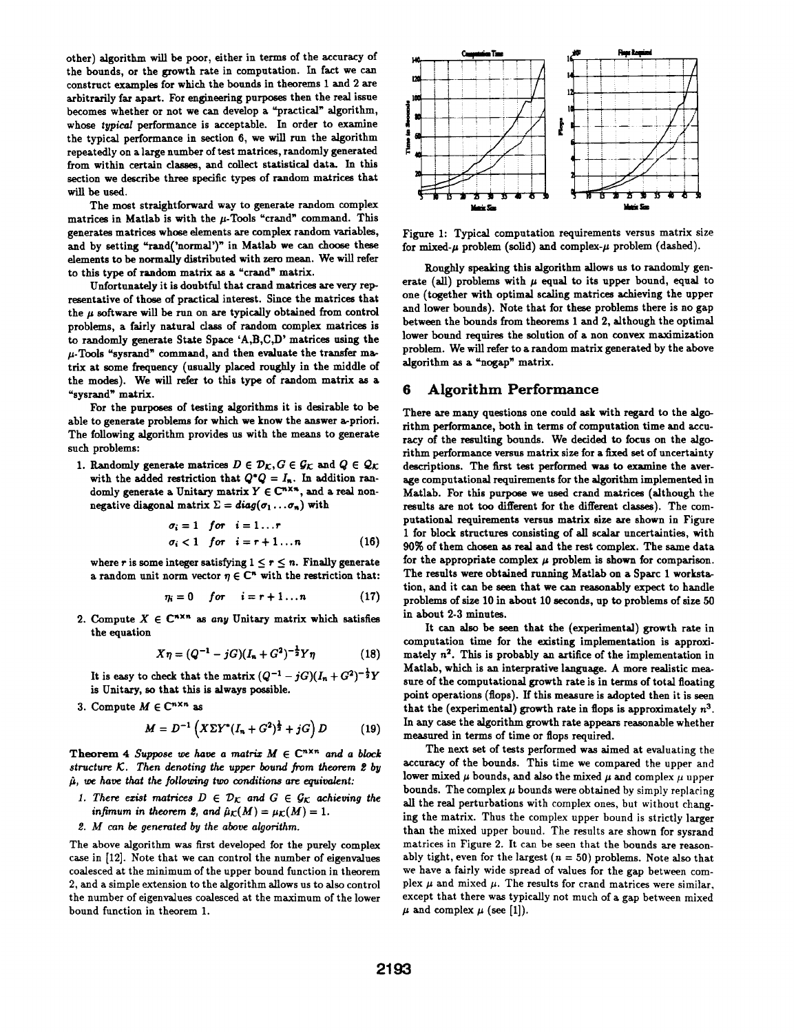other) algorithm will be poor, either in terms of the accuracy of the bounds, or the growth rate in computation. In fact we can construct examples for which the bounds in theorems 1 and 2 are arbitrarily far apart. For engineering purposes then the real issue becomes whether or not we can develop a "practical" algorithm, whose *typical* performance is acceptable. In order to examine the typical performance in section 6, we will run the algorithm repeatedly on a large number of test matrices, randomly generated from within certain classes, and collect statistical data. In this section we describe three specific types of random matrices that will be used.

The most straightforward way to generate random complex matrices in Matlab is with the $\mu$-Tools "crand" command. This generates matrices whose elements are complex random variables, and by setting "rand('normal')" in Matlab we can choose these elements to be normally distributed with zero mean. We will refer to this type of random matrix as a "crand" matrix.

Unfortunately it is doubtful that crand matrices are very representative of those of practical interest. Since the matrices that the $\mu$ software will be run on are typically obtained from control problems, a fairly natural class of random complex matrices is to randomly generate State Space 'A,B,C,D' matrices using the $\mu$-Tools "sysrand" command, and then evaluate the transfer matrix at some frequency (usually placed roughly in the middle of the modes). We will refer to this type of random matrix as a "sysrand" matrix.

For the purposes of testing algorithms it is desirable to be able to generate problems for which we know the answer a-priori. The following algorithm provides us with the means to generate such problems:

1. Randomly generate matrices $D \in \mathcal{D}_{\mathcal{K}}, G \in \mathcal{G}_{\mathcal{K}}$ and $Q \in \mathcal{Q}_{\mathcal{K}}$ with the added restriction that $Q^*Q = I_n$. In addition randomly generate a Unitary matrix $Y \in \mathbb{C}^{n \times n}$, and a real nonnegative diagonal matrix $\Sigma = diag(\sigma_1 \ldots \sigma_n)$ with
$$\begin{aligned} \sigma_i &= 1 \quad for \quad i = 1 \ldots r \\ \sigma_i &< 1 \quad for \quad i = r+1 \ldots n \end{aligned} \tag{16}$$
where $r$ is some integer satisfying $1 \leq r \leq n$. Finally generate a random unit norm vector $\eta \in \mathbb{C}^n$ with the restriction that:
$$\eta_i = 0 \quad for \quad i = r+1 \ldots n \tag{17}$$

2. Compute $X \in \mathbb{C}^{n \times n}$ as *any* Unitary matrix which satisfies the equation
$$X\eta = (Q^{-1} - jG)(I_n + G^2)^{-\frac{1}{2}} Y\eta \tag{18}$$
It is easy to check that the matrix $(Q^{-1} - jG)(I_n + G^2)^{-\frac{1}{2}} Y$ is Unitary, so that this is always possible.

3. Compute $M \in \mathbb{C}^{n \times n}$ as
$$M = D^{-1}\left(X\Sigma Y^*(I_n + G^2)^{\frac{1}{2}} + jG\right) D \tag{19}$$

**Theorem 4** *Suppose we have a matrix $M \in \mathbb{C}^{n \times n}$ and a block structure $\mathcal{K}$. Then denoting the upper bound from theorem 2 by $\hat{\mu}$, we have that the following two conditions are equivalent:*

1. *There exist matrices $D \in \mathcal{D}_{\mathcal{K}}$ and $G \in \mathcal{G}_{\mathcal{K}}$ achieving the infimum in theorem 2, and $\hat{\mu}_{\mathcal{K}}(M) = \mu_{\mathcal{K}}(M) = 1$.*
2. *M can be generated by the above algorithm.*

The above algorithm was first developed for the purely complex case in [12]. Note that we can control the number of eigenvalues coalesced at the minimum of the upper bound function in theorem 2, and a simple extension to the algorithm allows us to also control the number of eigenvalues coalesced at the maximum of the lower bound function in theorem 1.

Figure 1: Typical computation requirements versus matrix size for mixed-$\mu$ problem (solid) and complex-$\mu$ problem (dashed).

Roughly speaking this algorithm allows us to randomly generate (all) problems with $\mu$ equal to its upper bound, equal to one (together with optimal scaling matrices achieving the upper and lower bounds). Note that for these problems there is no gap between the bounds from theorems 1 and 2, although the optimal lower bound requires the solution of a non convex maximization problem. We will refer to a random matrix generated by the above algorithm as a "nogap" matrix.

## 6 Algorithm Performance

There are many questions one could ask with regard to the algorithm performance, both in terms of computation time and accuracy of the resulting bounds. We decided to focus on the algorithm performance versus matrix size for a fixed set of uncertainty descriptions. The first test performed was to examine the average computational requirements for the algorithm implemented in Matlab. For this purpose we used crand matrices (although the results are not too different for the different classes). The computational requirements versus matrix size are shown in Figure 1 for block structures consisting of all scalar uncertainties, with 90% of them chosen as real and the rest complex. The same data for the appropriate complex $\mu$ problem is shown for comparison. The results were obtained running Matlab on a Sparc 1 workstation, and it can be seen that we can reasonably expect to handle problems of size 10 in about 10 seconds, up to problems of size 50 in about 2-3 minutes.

It can also be seen that the (experimental) growth rate in computation time for the existing implementation is approximately $n^2$. This is probably an artifice of the implementation in Matlab, which is an interpretive language. A more realistic measure of the computational growth rate is in terms of total floating point operations (flops). If this measure is adopted then it is seen that the (experimental) growth rate in flops is approximately $n^3$. In any case the algorithm growth rate appears reasonable whether measured in terms of time or flops required.

The next set of tests performed was aimed at evaluating the accuracy of the bounds. This time we compared the upper and lower mixed $\mu$ bounds, and also the mixed $\mu$ and complex $\mu$ upper bounds. The complex $\mu$ bounds were obtained by simply replacing all the real perturbations with complex ones, but without changing the matrix. Thus the complex upper bound is strictly larger than the mixed upper bound. The results are shown for sysrand matrices in Figure 2. It can be seen that the bounds are reasonably tight, even for the largest ($n = 50$) problems. Note also that we have a fairly wide spread of values for the gap between complex $\mu$ and mixed $\mu$. The results for crand matrices were similar, except that there was typically not much of a gap between mixed $\mu$ and complex $\mu$ (see [1]).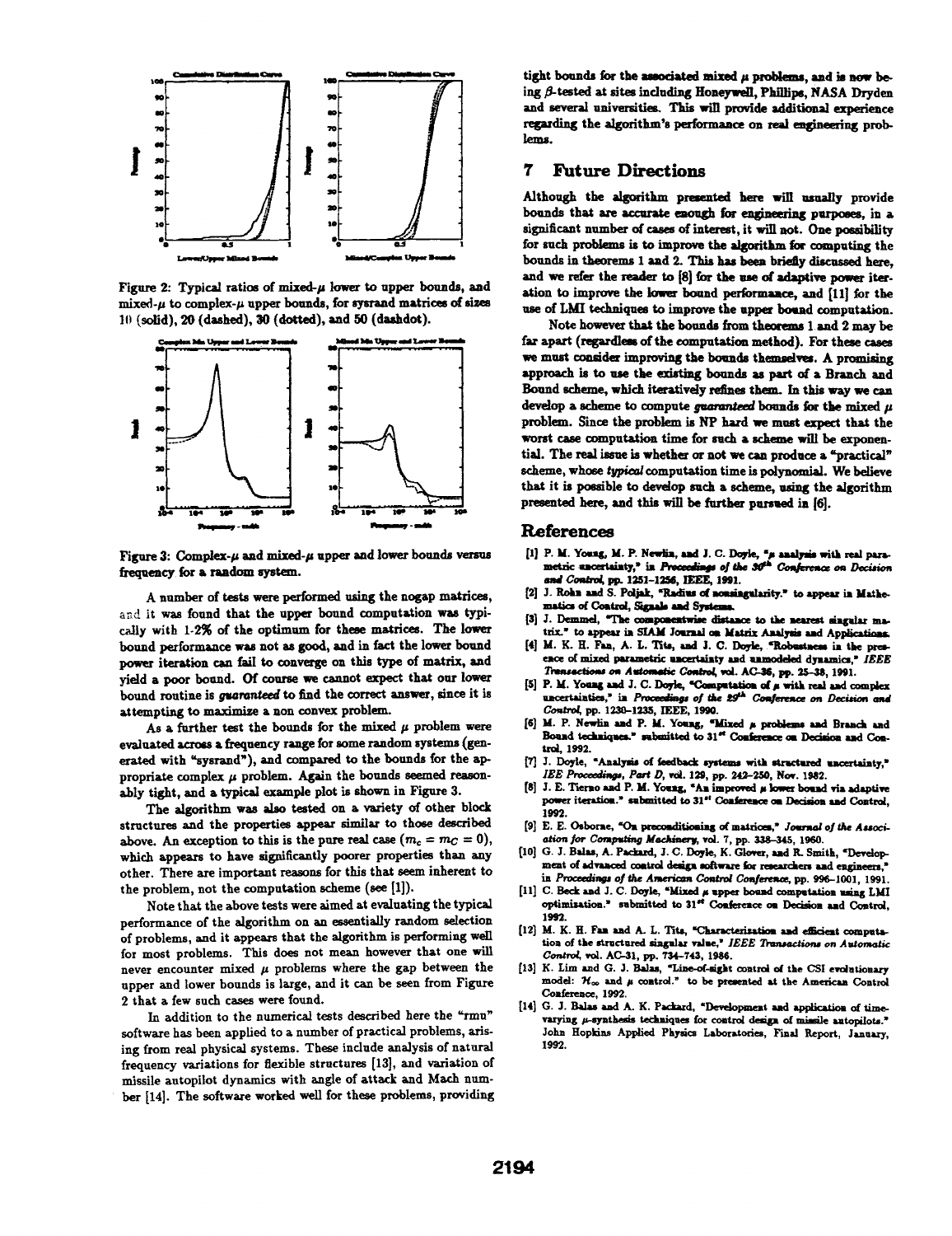Cumulative Distribution Curve

100
90
80
70
60
50
40
30
20
10
0

Percentage

0 0.5 1

Lower/Upper Mixed Bounds

Cumulative Distribution Curve

100
90
80
70
60
50
40
30
20
10
0

Percentage

0 0.5 1

Mixed/Complex Upper Bounds

Figure 2: Typical ratios of mixed-$\mu$ lower to upper bounds, and mixed-$\mu$ to complex-$\mu$ upper bounds, for sysrand matrices of sizes 10 (solid), 20 (dashed), 30 (dotted), and 50 (dashdot).

Complex Mu Upper and Lower Bounds

Mixed Mu Upper and Lower Bounds

Frequency - rad/s

Frequency - rad/s

Figure 3: Complex-$\mu$ and mixed-$\mu$ upper and lower bounds versus frequency for a random system.

A number of tests were performed using the nogap matrices, and it was found that the upper bound computation was typically with 1-2% of the optimum for these matrices. The lower bound performance was not as good, and in fact the lower bound power iteration can fail to converge on this type of matrix, and yield a poor bound. Of course we cannot expect that our lower bound routine is *guaranteed* to find the correct answer, since it is attempting to maximize a non convex problem.

As a further test the bounds for the mixed $\mu$ problem were evaluated across a frequency range for some random systems (generated with "sysrand"), and compared to the bounds for the appropriate complex $\mu$ problem. Again the bounds seemed reasonably tight, and a typical example plot is shown in Figure 3.

The algorithm was also tested on a variety of other block structures and the properties appear similar to those described above. An exception to this is the pure real case ($m_c = m_C = 0$), which appears to have significantly poorer properties than any other. There are important reasons for this that seem inherent to the problem, not the computation scheme (see [1]).

Note that the above tests were aimed at evaluating the typical performance of the algorithm on an essentially random selection of problems, and it appears that the algorithm is performing well for most problems. This does not mean however that one will never encounter mixed $\mu$ problems where the gap between the upper and lower bounds is large, and it can be seen from Figure 2 that a few such cases were found.

In addition to the numerical tests described here the "rmu" software has been applied to a number of practical problems, arising from real physical systems. These include analysis of natural frequency variations for flexible structures [13], and variation of missile autopilot dynamics with angle of attack and Mach number [14]. The software worked well for these problems, providing tight bounds for the associated mixed $\mu$ problems, and is now being $\beta$-tested at sites including Honeywell, Phillips, NASA Dryden and several universities. This will provide additional experience regarding the algorithm's performance on real engineering problems.

## 7 Future Directions

Although the algorithm presented here will usually provide bounds that are accurate enough for engineering purposes, in a significant number of cases of interest, it will not. One possibility for such problems is to improve the algorithm for computing the bounds in theorems 1 and 2. This has been briefly discussed here, and we refer the reader to [8] for the use of adaptive power iteration to improve the lower bound performance, and [11] for the use of LMI techniques to improve the upper bound computation.

Note however that the bounds from theorems 1 and 2 may be far apart (regardless of the computation method). For these cases we must consider improving the bounds themselves. A promising approach is to use the existing bounds as part of a Branch and Bound scheme, which iteratively refines them. In this way we can develop a scheme to compute *guaranteed* bounds for the mixed $\mu$ problem. Since the problem is NP hard we must expect that the worst case computation time for such a scheme will be exponential. The real issue is whether or not we can produce a "practical" scheme, whose *typical* computation time is polynomial. We believe that it is possible to develop such a scheme, using the algorithm presented here, and this will be further pursued in [6].

## References

[1] P. M. Young, M. P. Newlin, and J. C. Doyle, "$\mu$ analysis with real parametric uncertainty," in *Proceedings of the 30th Conference on Decision and Control*, pp. 1251–1256, IEEE, 1991.

[2] J. Rohn and S. Poljak, "Radius of nonsingularity." to appear in Mathematics of Control, Signals and Systems.

[3] J. Demmel, "The componentwise distance to the nearest singular matrix." to appear in SIAM Journal on Matrix Analysis and Applications.

[4] M. K. H. Fan, A. L. Tits, and J. C. Doyle, "Robustness in the presence of mixed parametric uncertainty and unmodeled dynamics," *IEEE Transactions on Automatic Control*, vol. AC-36, pp. 25–38, 1991.

[5] P. M. Young and J. C. Doyle, "Computation of $\mu$ with real and complex uncertainties," in *Proceedings of the 29th Conference on Decision and Control*, pp. 1230–1235, IEEE, 1990.

[6] M. P. Newlin and P. M. Young, "Mixed $\mu$ problems and Branch and Bound techniques." submitted to 31st Conference on Decision and Control, 1992.

[7] J. Doyle, "Analysis of feedback systems with structured uncertainty," *IEE Proceedings, Part D*, vol. 129, pp. 242–250, Nov. 1982.

[8] J. E. Tierno and P. M. Young, "An improved $\mu$ lower bound via adaptive power iteration." submitted to 31st Conference on Decision and Control, 1992.

[9] E. E. Osborne, "On preconditioning of matrices," *Journal of the Association for Computing Machinery*, vol. 7, pp. 338–345, 1960.

[10] G. J. Balas, A. Packard, J. C. Doyle, K. Glover, and R. Smith, "Development of advanced control design software for researchers and engineers," in *Proceedings of the American Control Conference*, pp. 996–1001, 1991.

[11] C. Beck and J. C. Doyle, "Mixed $\mu$ upper bound computation using LMI optimization." submitted to 31st Conference on Decision and Control, 1992.

[12] M. K. H. Fan and A. L. Tits, "Characterization and efficient computation of the structured singular value," *IEEE Transactions on Automatic Control*, vol. AC-31, pp. 734–743, 1986.

[13] K. Lim and G. J. Balas, "Line-of-sight control of the CSI evolutionary model: $\mathcal{H}_\infty$ and $\mu$ control." to be presented at the American Control Conference, 1992.

[14] G. J. Balas and A. K. Packard, "Development and application of time-varying $\mu$-synthesis techniques for control design of missile autopilots." John Hopkins Applied Physics Laboratories, Final Report, January, 1992.